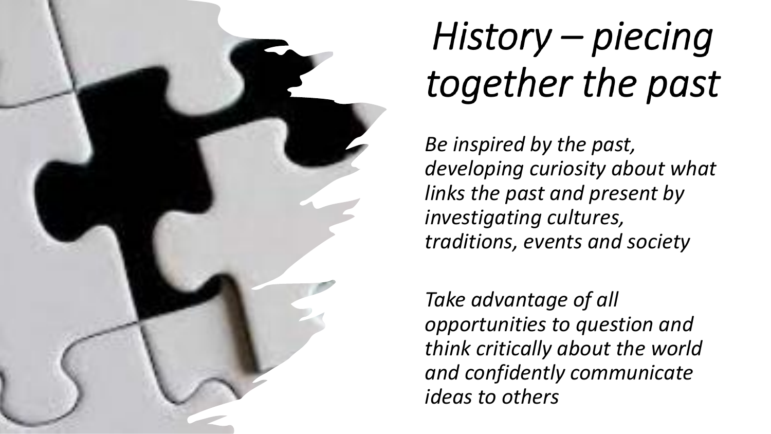# *History – piecing together the past*

*Be inspired by the past, developing curiosity about what links the past and present by investigating cultures, traditions, events and society*

*Take advantage of all opportunities to question and think critically about the world and confidently communicate ideas to others*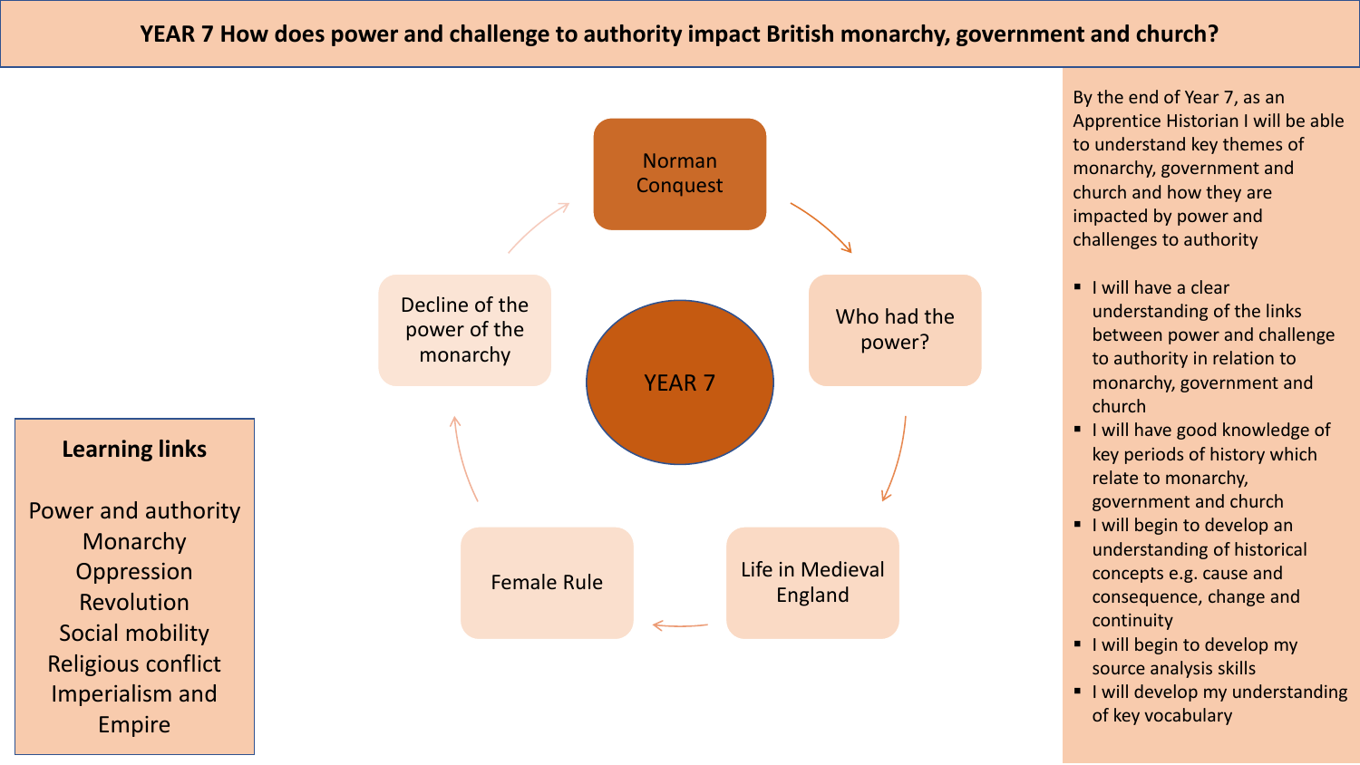# YEAR 7 How does power and challenge to authority impact British monarchy, government and church?

**YEAR 7**

- Norman Conquest
- Who had the power?
- Life in Medieval England
- Female Rule
- Decline of the power of the monarchy

**Learning links**

Power and authority
Monarchy
Oppression
Revolution
Social mobility
Religious conflict
Imperialism and Empire

By the end of Year 7, as an Apprentice Historian I will be able to understand key themes of monarchy, government and church and how they are impacted by power and challenges to authority

- I will have a clear understanding of the links between power and challenge to authority in relation to monarchy, government and church
- I will have good knowledge of key periods of history which relate to monarchy, government and church
- I will begin to develop an understanding of historical concepts e.g. cause and consequence, change and continuity
- I will begin to develop my source analysis skills
- I will develop my understanding of key vocabulary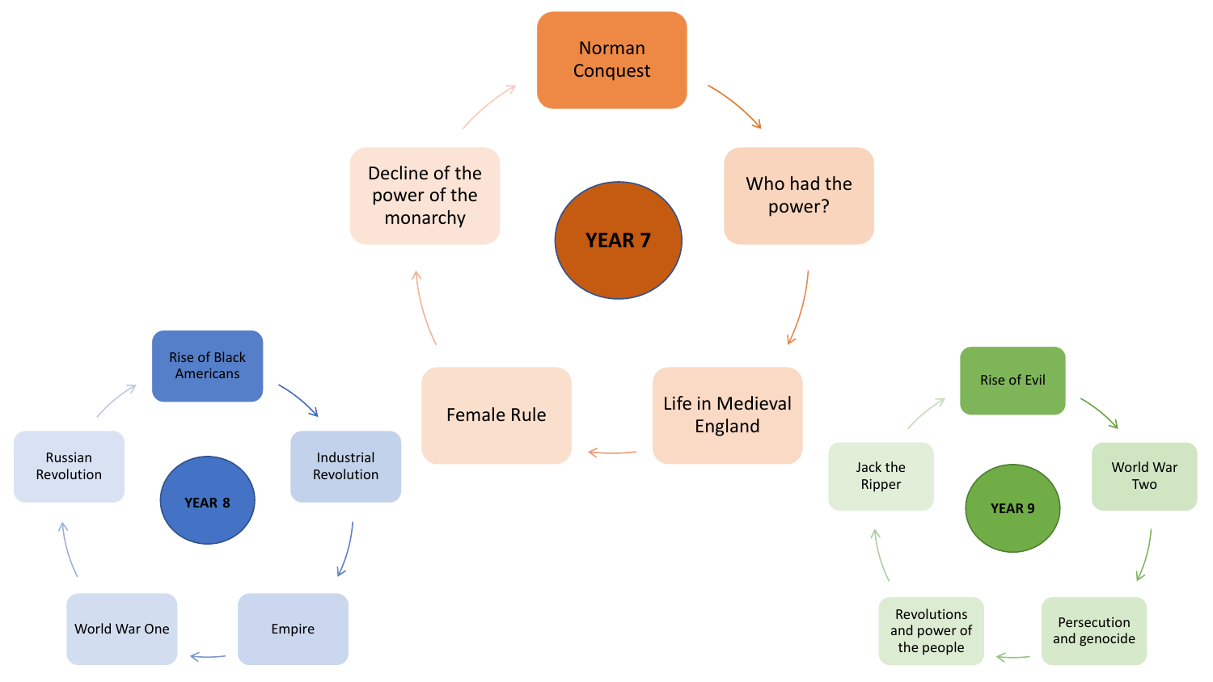## YEAR 7

- Norman Conquest
- Who had the power?
- Life in Medieval England
- Female Rule
- Decline of the power of the monarchy

## YEAR 8

- Rise of Black Americans
- Industrial Revolution
- Empire
- World War One
- Russian Revolution

## YEAR 9

- Rise of Evil
- World War Two
- Persecution and genocide
- Revolutions and power of the people
- Jack the Ripper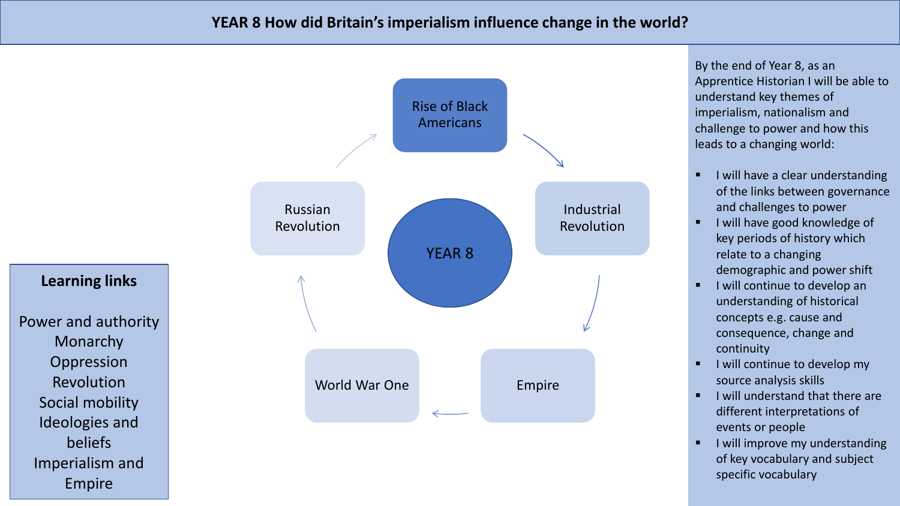# YEAR 8 How did Britain's imperialism influence change in the world?

**YEAR 8**

- Rise of Black Americans
- Industrial Revolution
- Empire
- World War One
- Russian Revolution

**Learning links**

Power and authority
Monarchy
Oppression
Revolution
Social mobility
Ideologies and beliefs
Imperialism and Empire

By the end of Year 8, as an Apprentice Historian I will be able to understand key themes of imperialism, nationalism and challenge to power and how this leads to a changing world:

- I will have a clear understanding of the links between governance and challenges to power
- I will have good knowledge of key periods of history which relate to a changing demographic and power shift
- I will continue to develop an understanding of historical concepts e.g. cause and consequence, change and continuity
- I will continue to develop my source analysis skills
- I will understand that there are different interpretations of events or people
- I will improve my understanding of key vocabulary and subject specific vocabulary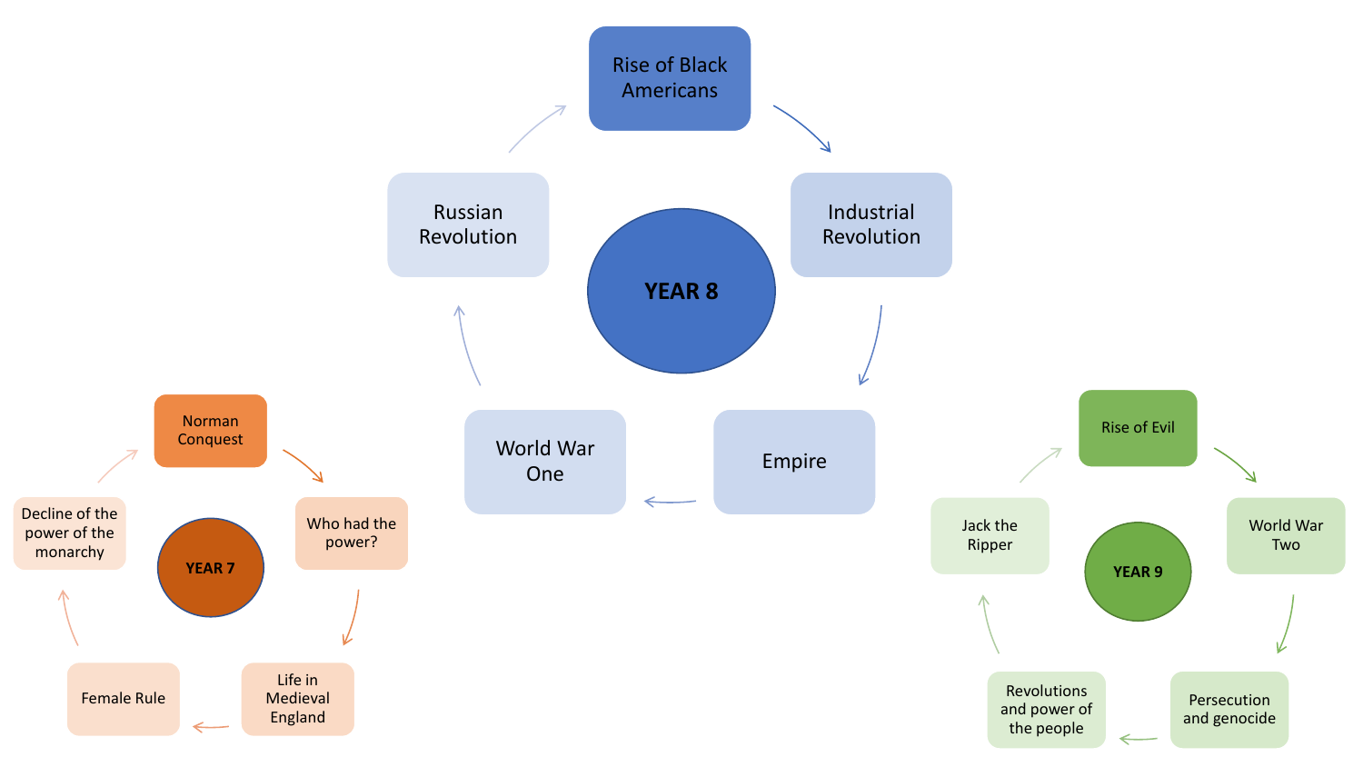## YEAR 7

- Norman Conquest
- Who had the power?
- Life in Medieval England
- Female Rule
- Decline of the power of the monarchy

## YEAR 8

- Rise of Black Americans
- Industrial Revolution
- Empire
- World War One
- Russian Revolution

## YEAR 9

- Rise of Evil
- World War Two
- Persecution and genocide
- Revolutions and power of the people
- Jack the Ripper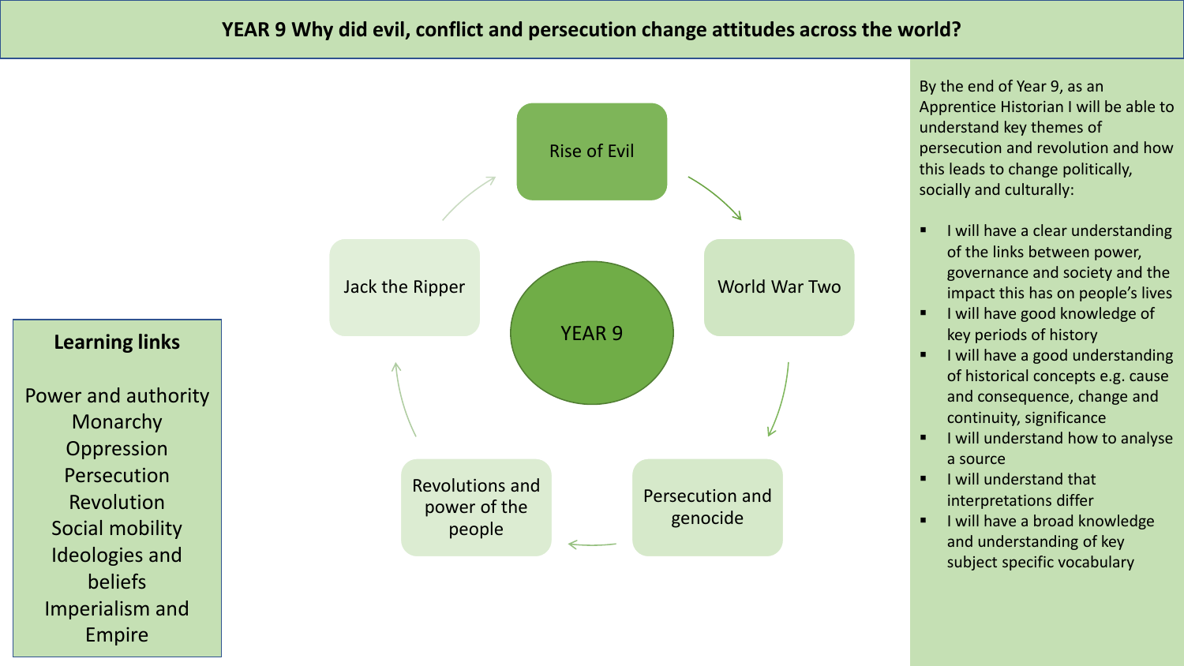# YEAR 9 Why did evil, conflict and persecution change attitudes across the world?

**YEAR 9**

- Rise of Evil
- World War Two
- Persecution and genocide
- Revolutions and power of the people
- Jack the Ripper

**Learning links**

Power and authority
Monarchy
Oppression
Persecution
Revolution
Social mobility
Ideologies and beliefs
Imperialism and Empire

By the end of Year 9, as an Apprentice Historian I will be able to understand key themes of persecution and revolution and how this leads to change politically, socially and culturally:

- I will have a clear understanding of the links between power, governance and society and the impact this has on people's lives
- I will have good knowledge of key periods of history
- I will have a good understanding of historical concepts e.g. cause and consequence, change and continuity, significance
- I will understand how to analyse a source
- I will understand that interpretations differ
- I will have a broad knowledge and understanding of key subject specific vocabulary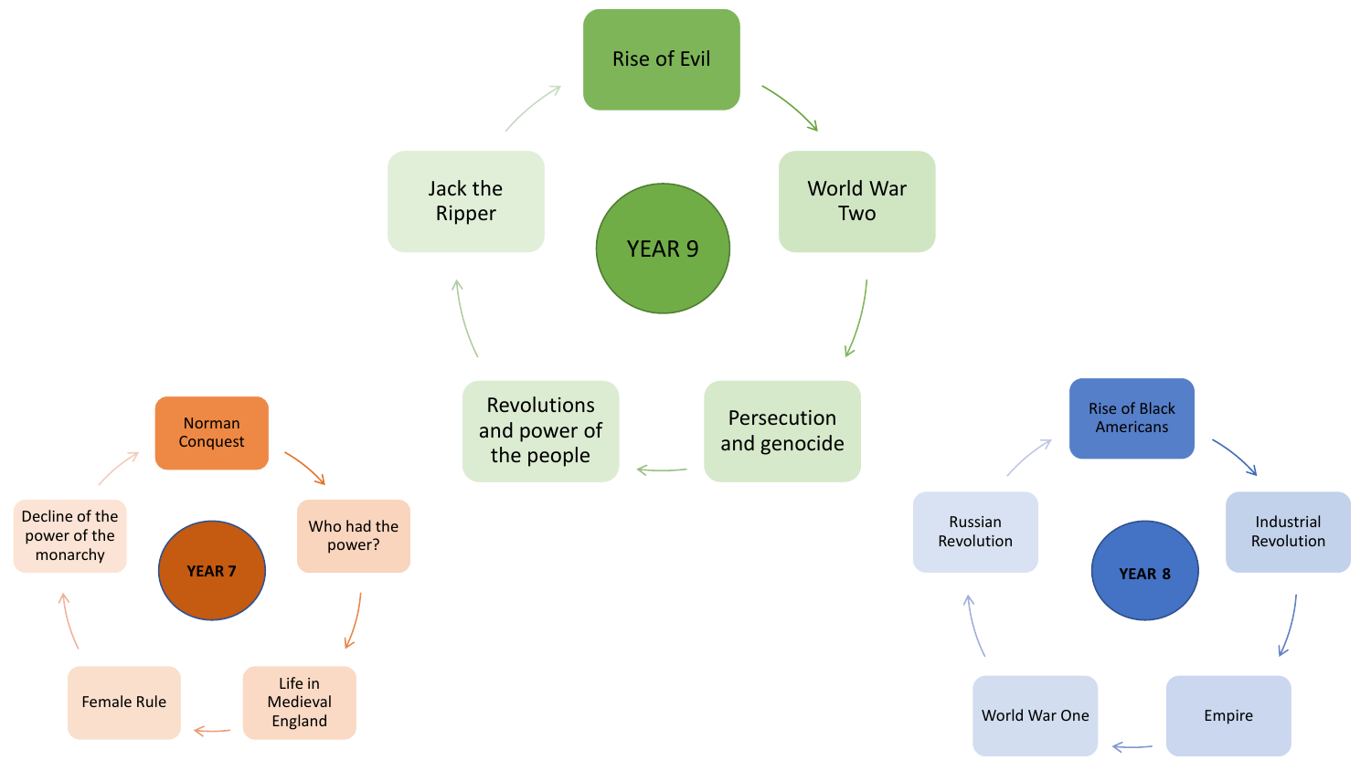YEAR 9

Rise of Evil

World War Two

Persecution and genocide

Revolutions and power of the people

Jack the Ripper

YEAR 7

Norman Conquest

Who had the power?

Life in Medieval England

Female Rule

Decline of the power of the monarchy

YEAR 8

Rise of Black Americans

Industrial Revolution

Empire

World War One

Russian Revolution